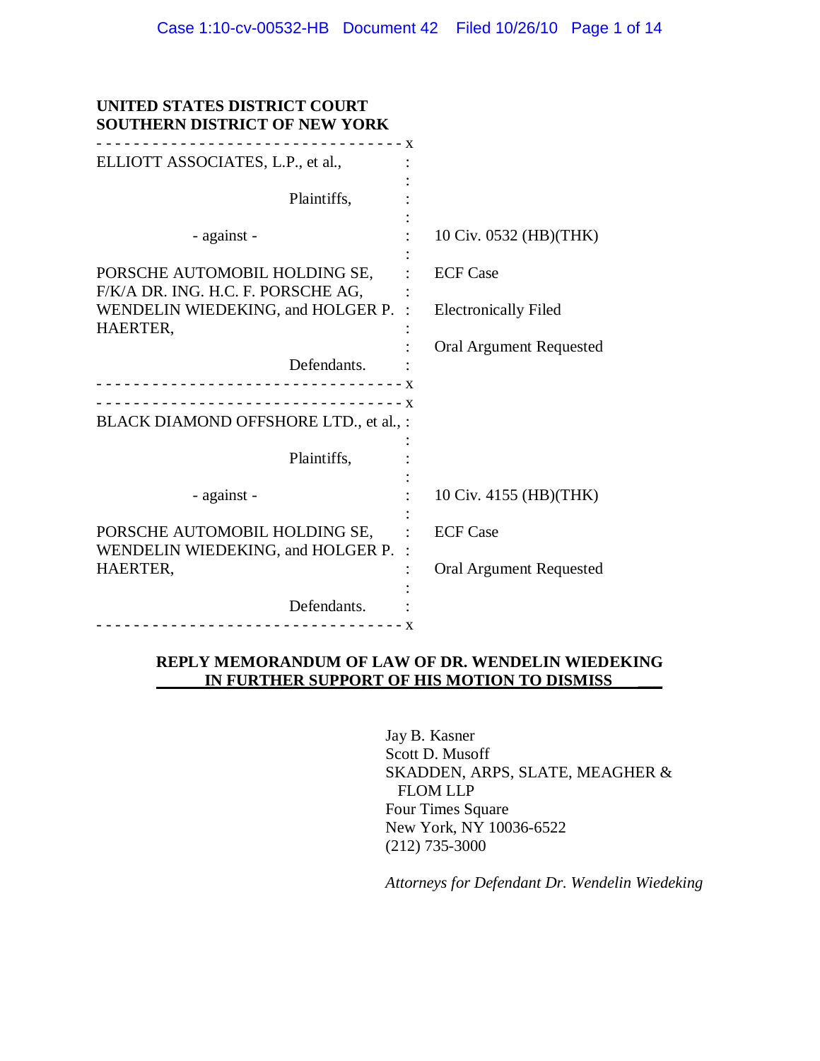**UNITED STATES DISTRICT COURT**
**SOUTHERN DISTRICT OF NEW YORK**

| | |
|---|---|
| ELLIOTT ASSOCIATES, L.P., et al., Plaintiffs, - against - PORSCHE AUTOMOBIL HOLDING SE, F/K/A DR. ING. H.C. F. PORSCHE AG, WENDELIN WIEDEKING, and HOLGER P. HAERTER, Defendants. | 10 Civ. 0532 (HB)(THK) ECF Case Electronically Filed Oral Argument Requested |
| BLACK DIAMOND OFFSHORE LTD., et al., Plaintiffs, - against - PORSCHE AUTOMOBIL HOLDING SE, WENDELIN WIEDEKING, and HOLGER P. HAERTER, Defendants. | 10 Civ. 4155 (HB)(THK) ECF Case Oral Argument Requested |

**REPLY MEMORANDUM OF LAW OF DR. WENDELIN WIEDEKING IN FURTHER SUPPORT OF HIS MOTION TO DISMISS**

Jay B. Kasner
Scott D. Musoff
SKADDEN, ARPS, SLATE, MEAGHER & FLOM LLP
Four Times Square
New York, NY 10036-6522
(212) 735-3000

*Attorneys for Defendant Dr. Wendelin Wiedeking*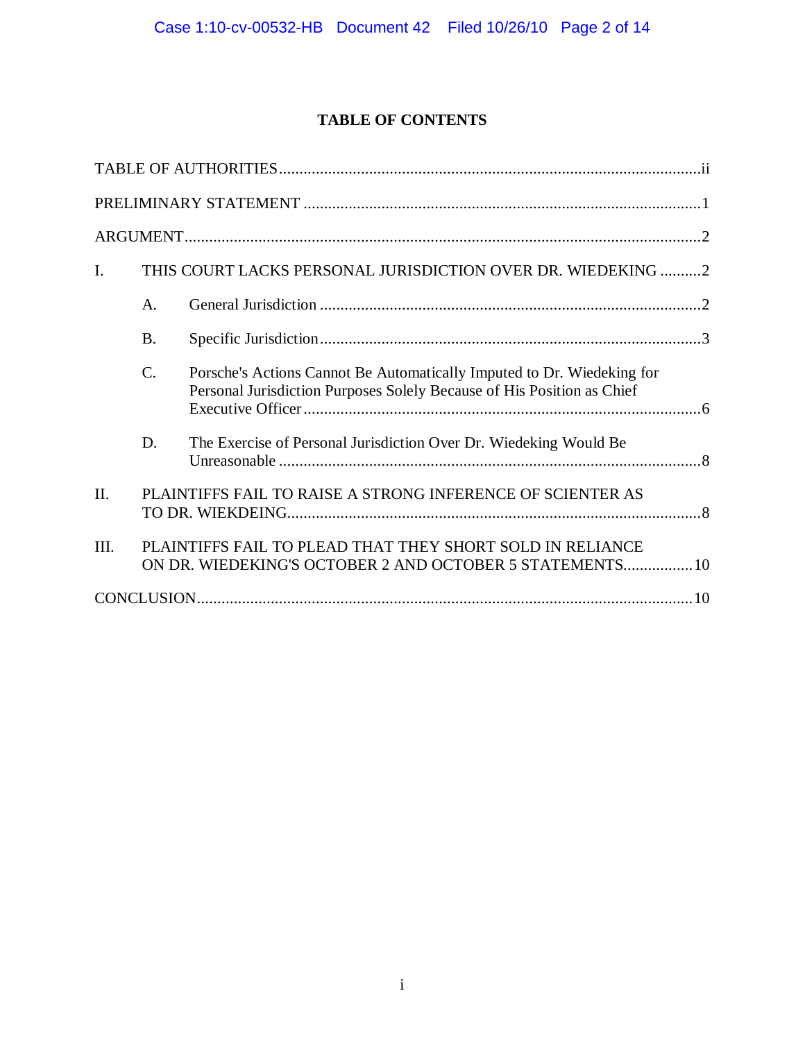# TABLE OF CONTENTS

TABLE OF AUTHORITIES ........................................................................................................ii

PRELIMINARY STATEMENT ..................................................................................................1

ARGUMENT...............................................................................................................................2

I. THIS COURT LACKS PERSONAL JURISDICTION OVER DR. WIEDEKING ..........2

   A. General Jurisdiction .............................................................................................2

   B. Specific Jurisdiction .............................................................................................3

   C. Porsche's Actions Cannot Be Automatically Imputed to Dr. Wiedeking for Personal Jurisdiction Purposes Solely Because of His Position as Chief Executive Officer .................................................................................................6

   D. The Exercise of Personal Jurisdiction Over Dr. Wiedeking Would Be Unreasonable ........................................................................................................8

II. PLAINTIFFS FAIL TO RAISE A STRONG INFERENCE OF SCIENTER AS TO DR. WIEKDEING.....................................................................................................8

III. PLAINTIFFS FAIL TO PLEAD THAT THEY SHORT SOLD IN RELIANCE ON DR. WIEDEKING'S OCTOBER 2 AND OCTOBER 5 STATEMENTS.................10

CONCLUSION..........................................................................................................................10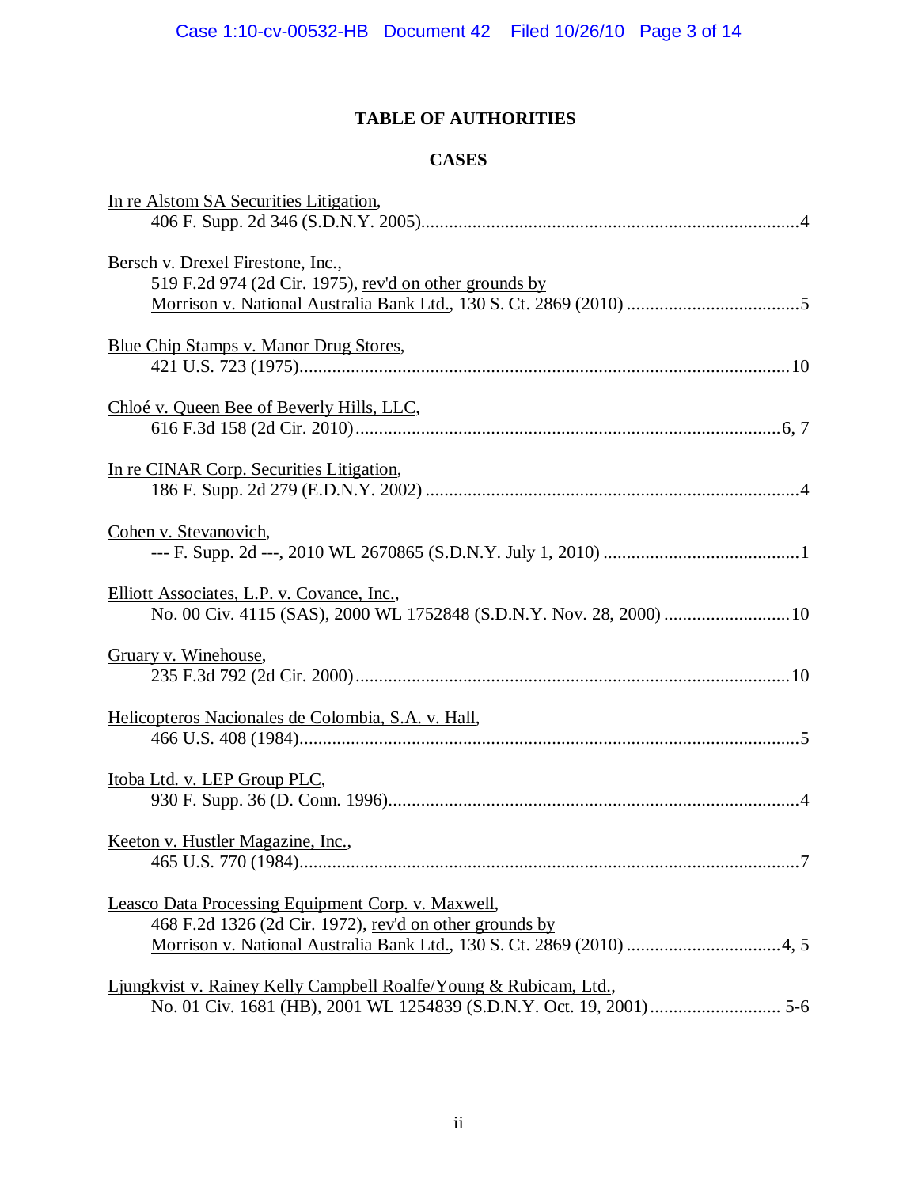# TABLE OF AUTHORITIES

## CASES

In re Alstom SA Securities Litigation,
406 F. Supp. 2d 346 (S.D.N.Y. 2005)....................................................................................4

Bersch v. Drexel Firestone, Inc.,
519 F.2d 974 (2d Cir. 1975), rev'd on other grounds by Morrison v. National Australia Bank Ltd., 130 S. Ct. 2869 (2010) .....................................5

Blue Chip Stamps v. Manor Drug Stores,
421 U.S. 723 (1975)........................................................................................................10

Chloé v. Queen Bee of Beverly Hills, LLC,
616 F.3d 158 (2d Cir. 2010)...........................................................................................6, 7

In re CINAR Corp. Securities Litigation,
186 F. Supp. 2d 279 (E.D.N.Y. 2002) ................................................................................4

Cohen v. Stevanovich,
--- F. Supp. 2d ---, 2010 WL 2670865 (S.D.N.Y. July 1, 2010) ..........................................1

Elliott Associates, L.P. v. Covance, Inc.,
No. 00 Civ. 4115 (SAS), 2000 WL 1752848 (S.D.N.Y. Nov. 28, 2000) ...........................10

Gruary v. Winehouse,
235 F.3d 792 (2d Cir. 2000)............................................................................................10

Helicopteros Nacionales de Colombia, S.A. v. Hall,
466 U.S. 408 (1984)..........................................................................................................5

Itoba Ltd. v. LEP Group PLC,
930 F. Supp. 36 (D. Conn. 1996)........................................................................................4

Keeton v. Hustler Magazine, Inc.,
465 U.S. 770 (1984)..........................................................................................................7

Leasco Data Processing Equipment Corp. v. Maxwell,
468 F.2d 1326 (2d Cir. 1972), rev'd on other grounds by Morrison v. National Australia Bank Ltd., 130 S. Ct. 2869 (2010) ................................4, 5

Ljungkvist v. Rainey Kelly Campbell Roalfe/Young & Rubicam, Ltd.,
No. 01 Civ. 1681 (HB), 2001 WL 1254839 (S.D.N.Y. Oct. 19, 2001)............................ 5-6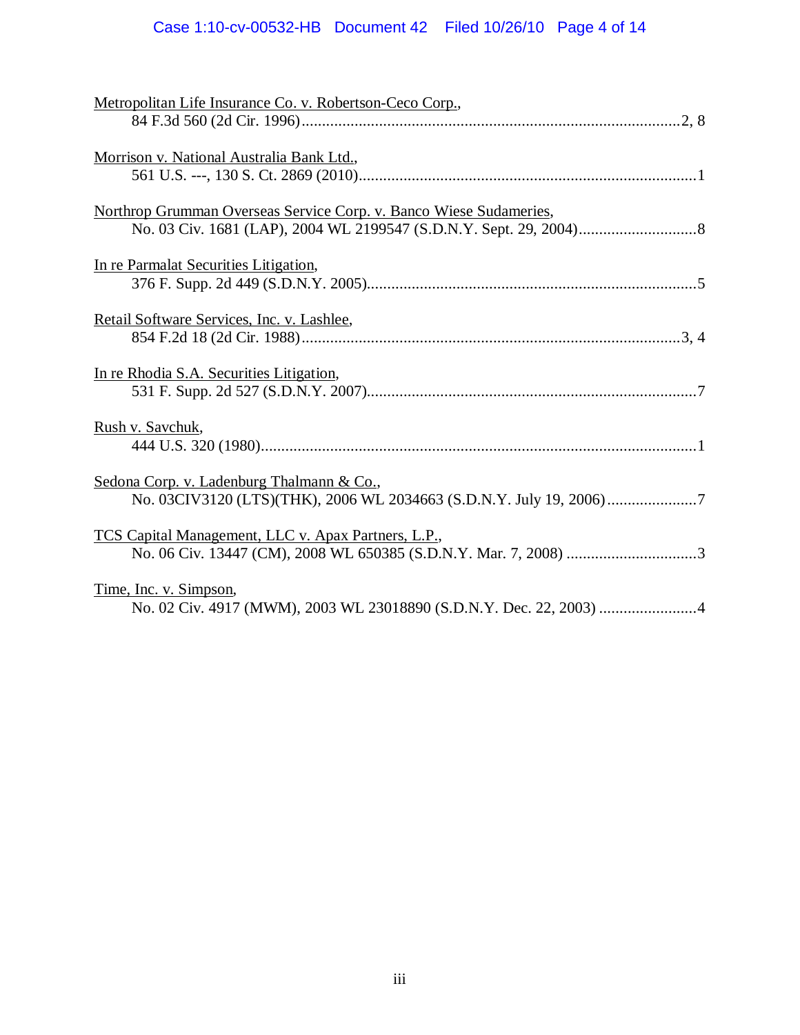Metropolitan Life Insurance Co. v. Robertson-Ceco Corp.,
84 F.3d 560 (2d Cir. 1996).............................................................................................2, 8

Morrison v. National Australia Bank Ltd.,
561 U.S. ---, 130 S. Ct. 2869 (2010)..................................................................................1

Northrop Grumman Overseas Service Corp. v. Banco Wiese Sudameries,
No. 03 Civ. 1681 (LAP), 2004 WL 2199547 (S.D.N.Y. Sept. 29, 2004).............................8

In re Parmalat Securities Litigation,
376 F. Supp. 2d 449 (S.D.N.Y. 2005)................................................................................5

Retail Software Services, Inc. v. Lashlee,
854 F.2d 18 (2d Cir. 1988)............................................................................................3, 4

In re Rhodia S.A. Securities Litigation,
531 F. Supp. 2d 527 (S.D.N.Y. 2007)................................................................................7

Rush v. Savchuk,
444 U.S. 320 (1980)..........................................................................................................1

Sedona Corp. v. Ladenburg Thalmann & Co.,
No. 03CIV3120 (LTS)(THK), 2006 WL 2034663 (S.D.N.Y. July 19, 2006)......................7

TCS Capital Management, LLC v. Apax Partners, L.P.,
No. 06 Civ. 13447 (CM), 2008 WL 650385 (S.D.N.Y. Mar. 7, 2008) ................................3

Time, Inc. v. Simpson,
No. 02 Civ. 4917 (MWM), 2003 WL 23018890 (S.D.N.Y. Dec. 22, 2003) ........................4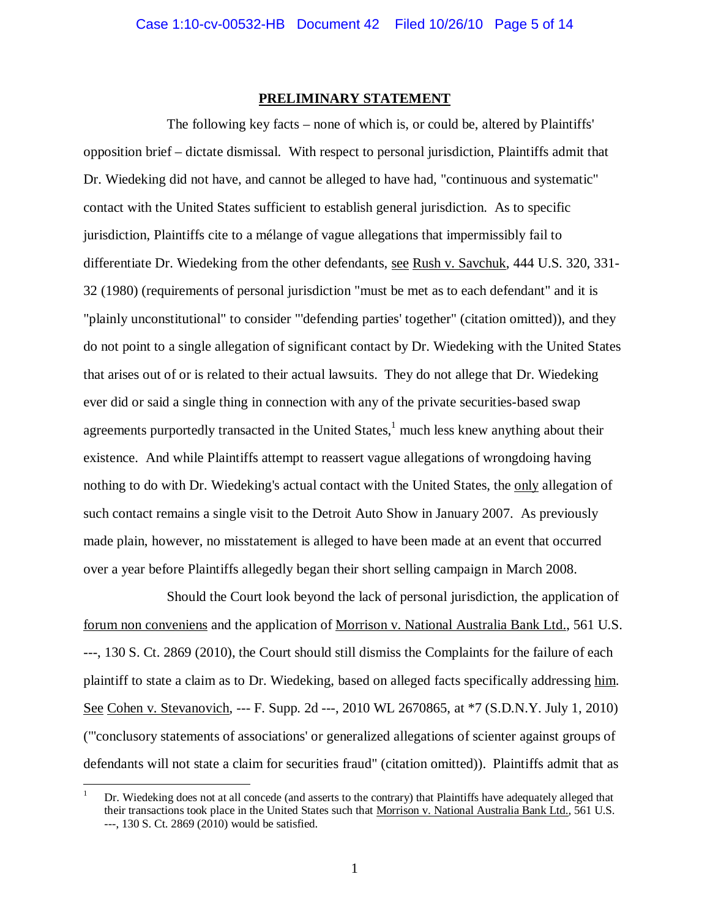## PRELIMINARY STATEMENT

The following key facts – none of which is, or could be, altered by Plaintiffs' opposition brief – dictate dismissal. With respect to personal jurisdiction, Plaintiffs admit that Dr. Wiedeking did not have, and cannot be alleged to have had, "continuous and systematic" contact with the United States sufficient to establish general jurisdiction. As to specific jurisdiction, Plaintiffs cite to a mélange of vague allegations that impermissibly fail to differentiate Dr. Wiedeking from the other defendants, see Rush v. Savchuk, 444 U.S. 320, 331-32 (1980) (requirements of personal jurisdiction "must be met as to each defendant" and it is "plainly unconstitutional" to consider "'defending parties' together" (citation omitted)), and they do not point to a single allegation of significant contact by Dr. Wiedeking with the United States that arises out of or is related to their actual lawsuits. They do not allege that Dr. Wiedeking ever did or said a single thing in connection with any of the private securities-based swap agreements purportedly transacted in the United States,[1] much less knew anything about their existence. And while Plaintiffs attempt to reassert vague allegations of wrongdoing having nothing to do with Dr. Wiedeking's actual contact with the United States, the only allegation of such contact remains a single visit to the Detroit Auto Show in January 2007. As previously made plain, however, no misstatement is alleged to have been made at an event that occurred over a year before Plaintiffs allegedly began their short selling campaign in March 2008.

Should the Court look beyond the lack of personal jurisdiction, the application of forum non conveniens and the application of Morrison v. National Australia Bank Ltd., 561 U.S. ---, 130 S. Ct. 2869 (2010), the Court should still dismiss the Complaints for the failure of each plaintiff to state a claim as to Dr. Wiedeking, based on alleged facts specifically addressing him. See Cohen v. Stevanovich, --- F. Supp. 2d ---, 2010 WL 2670865, at *7 (S.D.N.Y. July 1, 2010) ("'conclusory statements of associations' or generalized allegations of scienter against groups of defendants will not state a claim for securities fraud" (citation omitted)). Plaintiffs admit that as

---

[1] Dr. Wiedeking does not at all concede (and asserts to the contrary) that Plaintiffs have adequately alleged that their transactions took place in the United States such that Morrison v. National Australia Bank Ltd., 561 U.S. ---, 130 S. Ct. 2869 (2010) would be satisfied.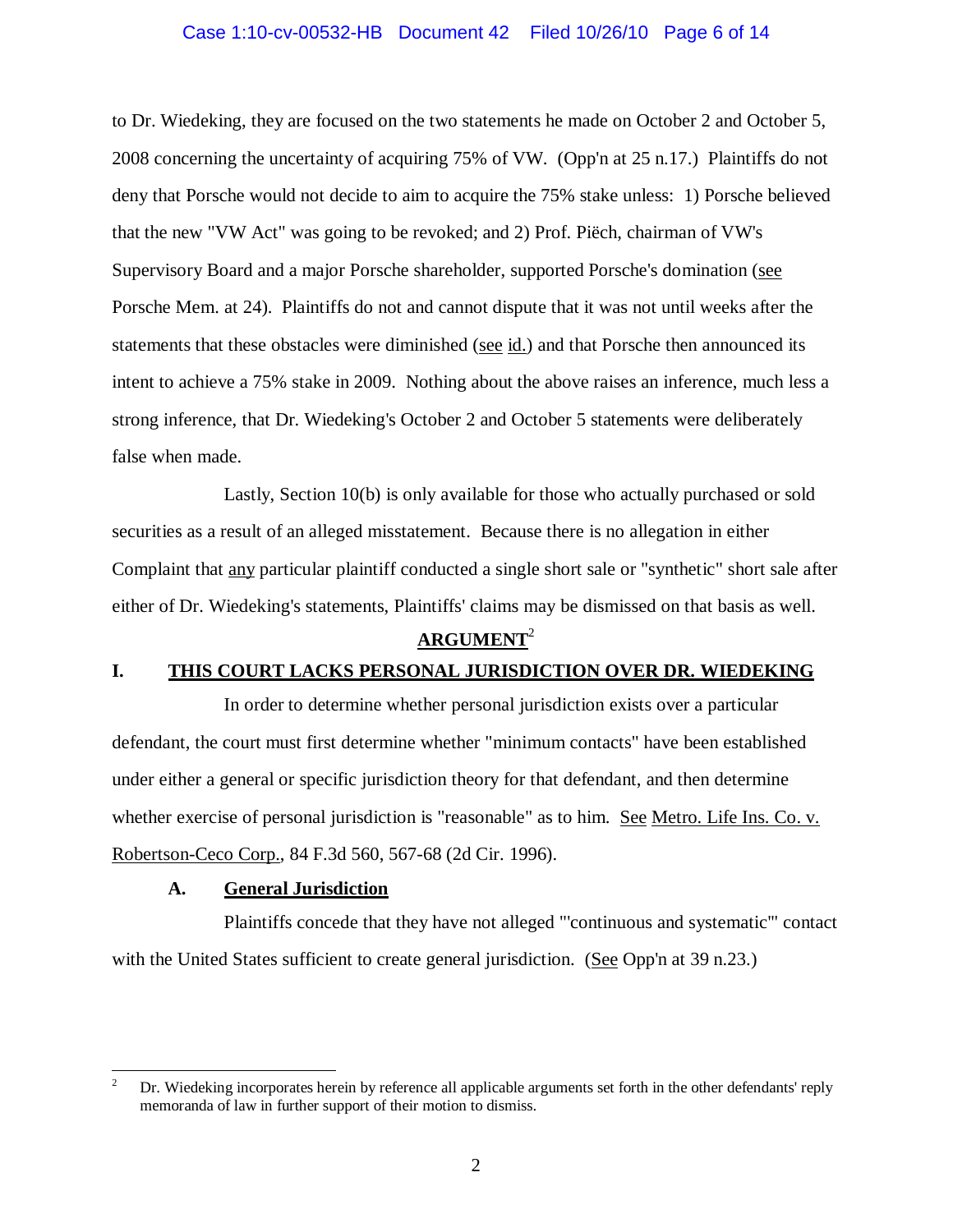to Dr. Wiedeking, they are focused on the two statements he made on October 2 and October 5, 2008 concerning the uncertainty of acquiring 75% of VW. (Opp'n at 25 n.17.) Plaintiffs do not deny that Porsche would not decide to aim to acquire the 75% stake unless: 1) Porsche believed that the new "VW Act" was going to be revoked; and 2) Prof. Piëch, chairman of VW's Supervisory Board and a major Porsche shareholder, supported Porsche's domination (see Porsche Mem. at 24). Plaintiffs do not and cannot dispute that it was not until weeks after the statements that these obstacles were diminished (see id.) and that Porsche then announced its intent to achieve a 75% stake in 2009. Nothing about the above raises an inference, much less a strong inference, that Dr. Wiedeking's October 2 and October 5 statements were deliberately false when made.

Lastly, Section 10(b) is only available for those who actually purchased or sold securities as a result of an alleged misstatement. Because there is no allegation in either Complaint that any particular plaintiff conducted a single short sale or "synthetic" short sale after either of Dr. Wiedeking's statements, Plaintiffs' claims may be dismissed on that basis as well.

## ARGUMENT[2]

### I. THIS COURT LACKS PERSONAL JURISDICTION OVER DR. WIEDEKING

In order to determine whether personal jurisdiction exists over a particular defendant, the court must first determine whether "minimum contacts" have been established under either a general or specific jurisdiction theory for that defendant, and then determine whether exercise of personal jurisdiction is "reasonable" as to him. See Metro. Life Ins. Co. v. Robertson-Ceco Corp., 84 F.3d 560, 567-68 (2d Cir. 1996).

#### A. General Jurisdiction

Plaintiffs concede that they have not alleged "'continuous and systematic'" contact with the United States sufficient to create general jurisdiction. (See Opp'n at 39 n.23.)

---

[2] Dr. Wiedeking incorporates herein by reference all applicable arguments set forth in the other defendants' reply memoranda of law in further support of their motion to dismiss.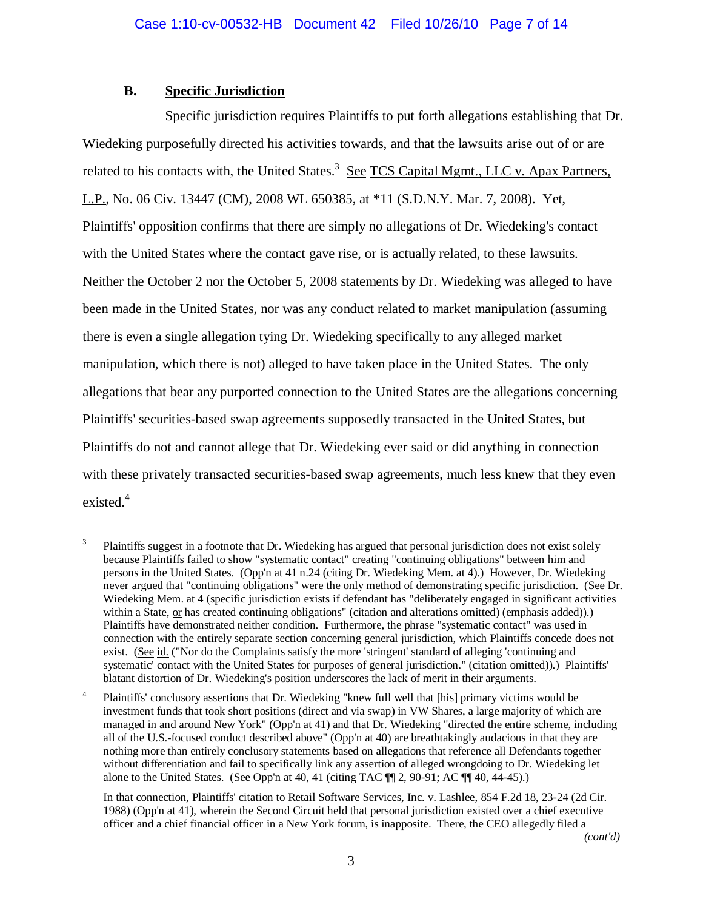### B. Specific Jurisdiction

Specific jurisdiction requires Plaintiffs to put forth allegations establishing that Dr. Wiedeking purposefully directed his activities towards, and that the lawsuits arise out of or are related to his contacts with, the United States.[3] See TCS Capital Mgmt., LLC v. Apax Partners, L.P., No. 06 Civ. 13447 (CM), 2008 WL 650385, at *11 (S.D.N.Y. Mar. 7, 2008). Yet, Plaintiffs' opposition confirms that there are simply no allegations of Dr. Wiedeking's contact with the United States where the contact gave rise, or is actually related, to these lawsuits. Neither the October 2 nor the October 5, 2008 statements by Dr. Wiedeking was alleged to have been made in the United States, nor was any conduct related to market manipulation (assuming there is even a single allegation tying Dr. Wiedeking specifically to any alleged market manipulation, which there is not) alleged to have taken place in the United States. The only allegations that bear any purported connection to the United States are the allegations concerning Plaintiffs' securities-based swap agreements supposedly transacted in the United States, but Plaintiffs do not and cannot allege that Dr. Wiedeking ever said or did anything in connection with these privately transacted securities-based swap agreements, much less knew that they even existed.[4]

---

[3] Plaintiffs suggest in a footnote that Dr. Wiedeking has argued that personal jurisdiction does not exist solely because Plaintiffs failed to show "systematic contact" creating "continuing obligations" between him and persons in the United States. (Opp'n at 41 n.24 (citing Dr. Wiedeking Mem. at 4).) However, Dr. Wiedeking never argued that "continuing obligations" were the only method of demonstrating specific jurisdiction. (See Dr. Wiedeking Mem. at 4 (specific jurisdiction exists if defendant has "deliberately engaged in significant activities within a State, or has created continuing obligations" (citation and alterations omitted) (emphasis added)).) Plaintiffs have demonstrated neither condition. Furthermore, the phrase "systematic contact" was used in connection with the entirely separate section concerning general jurisdiction, which Plaintiffs concede does not exist. (See id. ("Nor do the Complaints satisfy the more 'stringent' standard of alleging 'continuing and systematic' contact with the United States for purposes of general jurisdiction." (citation omitted)).) Plaintiffs' blatant distortion of Dr. Wiedeking's position underscores the lack of merit in their arguments.

[4] Plaintiffs' conclusory assertions that Dr. Wiedeking "knew full well that [his] primary victims would be investment funds that took short positions (direct and via swap) in VW Shares, a large majority of which are managed in and around New York" (Opp'n at 41) and that Dr. Wiedeking "directed the entire scheme, including all of the U.S.-focused conduct described above" (Opp'n at 40) are breathtakingly audacious in that they are nothing more than entirely conclusory statements based on allegations that reference all Defendants together without differentiation and fail to specifically link any assertion of alleged wrongdoing to Dr. Wiedeking let alone to the United States. (See Opp'n at 40, 41 (citing TAC ¶¶ 2, 90-91; AC ¶¶ 40, 44-45).)

In that connection, Plaintiffs' citation to Retail Software Services, Inc. v. Lashlee, 854 F.2d 18, 23-24 (2d Cir. 1988) (Opp'n at 41), wherein the Second Circuit held that personal jurisdiction existed over a chief executive officer and a chief financial officer in a New York forum, is inapposite. There, the CEO allegedly filed a

*(cont'd)*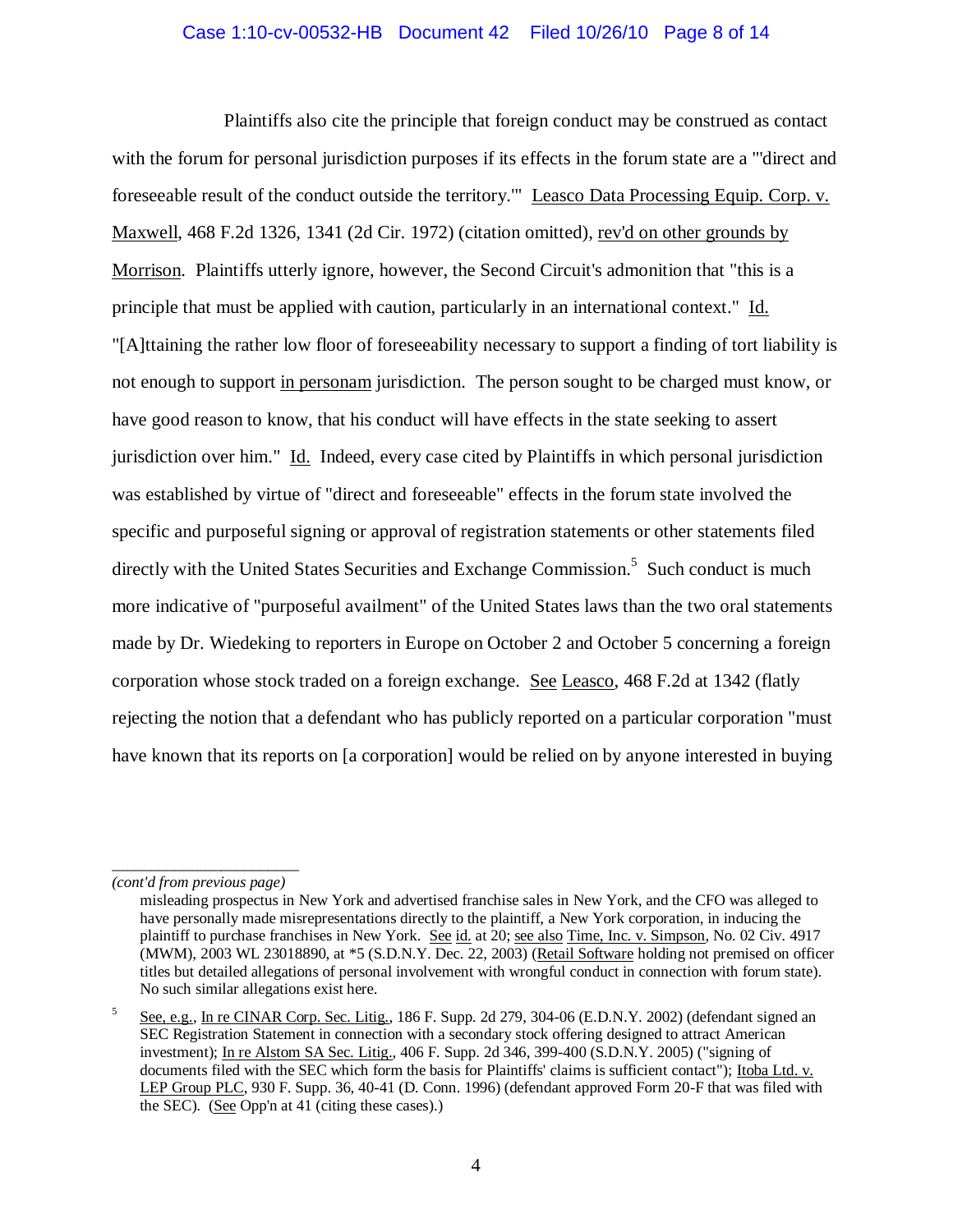Plaintiffs also cite the principle that foreign conduct may be construed as contact with the forum for personal jurisdiction purposes if its effects in the forum state are a "'direct and foreseeable result of the conduct outside the territory.'" Leasco Data Processing Equip. Corp. v. Maxwell, 468 F.2d 1326, 1341 (2d Cir. 1972) (citation omitted), rev'd on other grounds by Morrison. Plaintiffs utterly ignore, however, the Second Circuit's admonition that "this is a principle that must be applied with caution, particularly in an international context." Id. "[A]ttaining the rather low floor of foreseeability necessary to support a finding of tort liability is not enough to support in personam jurisdiction. The person sought to be charged must know, or have good reason to know, that his conduct will have effects in the state seeking to assert jurisdiction over him." Id. Indeed, every case cited by Plaintiffs in which personal jurisdiction was established by virtue of "direct and foreseeable" effects in the forum state involved the specific and purposeful signing or approval of registration statements or other statements filed directly with the United States Securities and Exchange Commission.[5] Such conduct is much more indicative of "purposeful availment" of the United States laws than the two oral statements made by Dr. Wiedeking to reporters in Europe on October 2 and October 5 concerning a foreign corporation whose stock traded on a foreign exchange. See Leasco, 468 F.2d at 1342 (flatly rejecting the notion that a defendant who has publicly reported on a particular corporation "must have known that its reports on [a corporation] would be relied on by anyone interested in buying

---

*(cont'd from previous page)*

misleading prospectus in New York and advertised franchise sales in New York, and the CFO was alleged to have personally made misrepresentations directly to the plaintiff, a New York corporation, in inducing the plaintiff to purchase franchises in New York. See id. at 20; see also Time, Inc. v. Simpson, No. 02 Civ. 4917 (MWM), 2003 WL 23018890, at *5 (S.D.N.Y. Dec. 22, 2003) (Retail Software holding not premised on officer titles but detailed allegations of personal involvement with wrongful conduct in connection with forum state). No such similar allegations exist here.

[5] See, e.g., In re CINAR Corp. Sec. Litig., 186 F. Supp. 2d 279, 304-06 (E.D.N.Y. 2002) (defendant signed an SEC Registration Statement in connection with a secondary stock offering designed to attract American investment); In re Alstom SA Sec. Litig., 406 F. Supp. 2d 346, 399-400 (S.D.N.Y. 2005) ("signing of documents filed with the SEC which form the basis for Plaintiffs' claims is sufficient contact"); Itoba Ltd. v. LEP Group PLC, 930 F. Supp. 36, 40-41 (D. Conn. 1996) (defendant approved Form 20-F that was filed with the SEC). (See Opp'n at 41 (citing these cases).)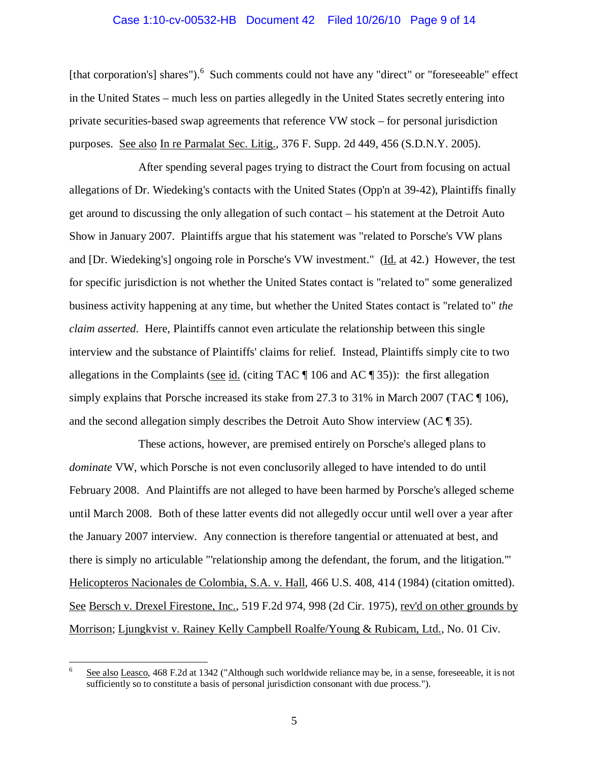[that corporation's] shares").[6] Such comments could not have any "direct" or "foreseeable" effect in the United States – much less on parties allegedly in the United States secretly entering into private securities-based swap agreements that reference VW stock – for personal jurisdiction purposes. See also In re Parmalat Sec. Litig., 376 F. Supp. 2d 449, 456 (S.D.N.Y. 2005).

After spending several pages trying to distract the Court from focusing on actual allegations of Dr. Wiedeking's contacts with the United States (Opp'n at 39-42), Plaintiffs finally get around to discussing the only allegation of such contact – his statement at the Detroit Auto Show in January 2007. Plaintiffs argue that his statement was "related to Porsche's VW plans and [Dr. Wiedeking's] ongoing role in Porsche's VW investment." (Id. at 42.) However, the test for specific jurisdiction is not whether the United States contact is "related to" some generalized business activity happening at any time, but whether the United States contact is "related to" *the claim asserted*. Here, Plaintiffs cannot even articulate the relationship between this single interview and the substance of Plaintiffs' claims for relief. Instead, Plaintiffs simply cite to two allegations in the Complaints (see id. (citing TAC ¶ 106 and AC ¶ 35)): the first allegation simply explains that Porsche increased its stake from 27.3 to 31% in March 2007 (TAC ¶ 106), and the second allegation simply describes the Detroit Auto Show interview (AC ¶ 35).

These actions, however, are premised entirely on Porsche's alleged plans to *dominate* VW, which Porsche is not even conclusorily alleged to have intended to do until February 2008. And Plaintiffs are not alleged to have been harmed by Porsche's alleged scheme until March 2008. Both of these latter events did not allegedly occur until well over a year after the January 2007 interview. Any connection is therefore tangential or attenuated at best, and there is simply no articulable "'relationship among the defendant, the forum, and the litigation.'" Helicopteros Nacionales de Colombia, S.A. v. Hall, 466 U.S. 408, 414 (1984) (citation omitted). See Bersch v. Drexel Firestone, Inc., 519 F.2d 974, 998 (2d Cir. 1975), rev'd on other grounds by Morrison; Ljungkvist v. Rainey Kelly Campbell Roalfe/Young & Rubicam, Ltd., No. 01 Civ.

---

[6] See also Leasco, 468 F.2d at 1342 ("Although such worldwide reliance may be, in a sense, foreseeable, it is not sufficiently so to constitute a basis of personal jurisdiction consonant with due process.").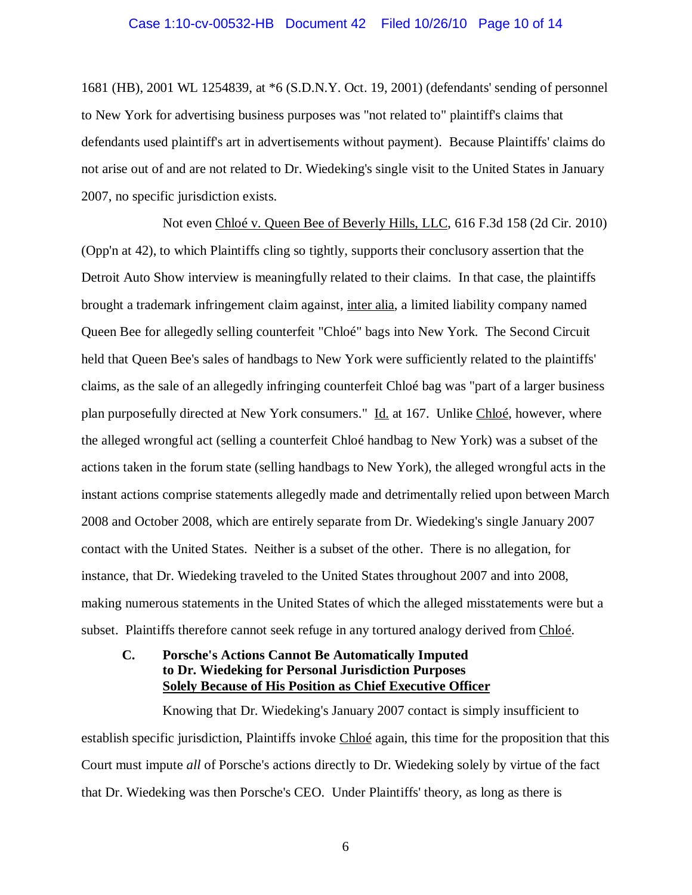1681 (HB), 2001 WL 1254839, at *6 (S.D.N.Y. Oct. 19, 2001) (defendants' sending of personnel to New York for advertising business purposes was "not related to" plaintiff's claims that defendants used plaintiff's art in advertisements without payment). Because Plaintiffs' claims do not arise out of and are not related to Dr. Wiedeking's single visit to the United States in January 2007, no specific jurisdiction exists.

Not even Chloé v. Queen Bee of Beverly Hills, LLC, 616 F.3d 158 (2d Cir. 2010) (Opp'n at 42), to which Plaintiffs cling so tightly, supports their conclusory assertion that the Detroit Auto Show interview is meaningfully related to their claims. In that case, the plaintiffs brought a trademark infringement claim against, inter alia, a limited liability company named Queen Bee for allegedly selling counterfeit "Chloé" bags into New York. The Second Circuit held that Queen Bee's sales of handbags to New York were sufficiently related to the plaintiffs' claims, as the sale of an allegedly infringing counterfeit Chloé bag was "part of a larger business plan purposefully directed at New York consumers." Id. at 167. Unlike Chloé, however, where the alleged wrongful act (selling a counterfeit Chloé handbag to New York) was a subset of the actions taken in the forum state (selling handbags to New York), the alleged wrongful acts in the instant actions comprise statements allegedly made and detrimentally relied upon between March 2008 and October 2008, which are entirely separate from Dr. Wiedeking's single January 2007 contact with the United States. Neither is a subset of the other. There is no allegation, for instance, that Dr. Wiedeking traveled to the United States throughout 2007 and into 2008, making numerous statements in the United States of which the alleged misstatements were but a subset. Plaintiffs therefore cannot seek refuge in any tortured analogy derived from Chloé.

### C. Porsche's Actions Cannot Be Automatically Imputed to Dr. Wiedeking for Personal Jurisdiction Purposes Solely Because of His Position as Chief Executive Officer

Knowing that Dr. Wiedeking's January 2007 contact is simply insufficient to establish specific jurisdiction, Plaintiffs invoke Chloé again, this time for the proposition that this Court must impute *all* of Porsche's actions directly to Dr. Wiedeking solely by virtue of the fact that Dr. Wiedeking was then Porsche's CEO. Under Plaintiffs' theory, as long as there is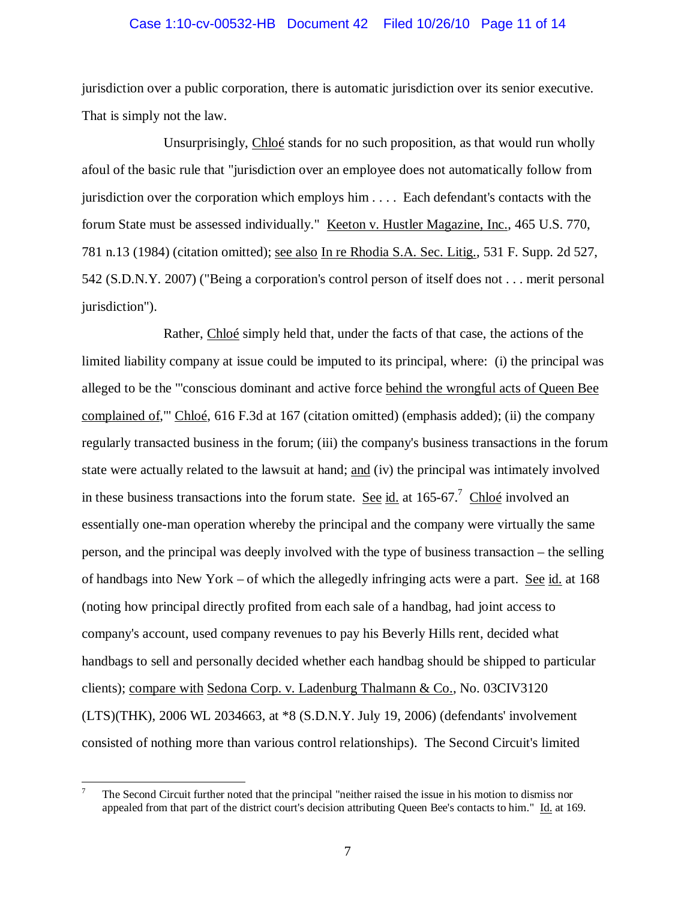jurisdiction over a public corporation, there is automatic jurisdiction over its senior executive. That is simply not the law.

Unsurprisingly, Chloé stands for no such proposition, as that would run wholly afoul of the basic rule that "jurisdiction over an employee does not automatically follow from jurisdiction over the corporation which employs him . . . . Each defendant's contacts with the forum State must be assessed individually." Keeton v. Hustler Magazine, Inc., 465 U.S. 770, 781 n.13 (1984) (citation omitted); see also In re Rhodia S.A. Sec. Litig., 531 F. Supp. 2d 527, 542 (S.D.N.Y. 2007) ("Being a corporation's control person of itself does not . . . merit personal jurisdiction").

Rather, Chloé simply held that, under the facts of that case, the actions of the limited liability company at issue could be imputed to its principal, where: (i) the principal was alleged to be the "'conscious dominant and active force behind the wrongful acts of Queen Bee complained of,'" Chloé, 616 F.3d at 167 (citation omitted) (emphasis added); (ii) the company regularly transacted business in the forum; (iii) the company's business transactions in the forum state were actually related to the lawsuit at hand; and (iv) the principal was intimately involved in these business transactions into the forum state. See id. at 165-67.[7] Chloé involved an essentially one-man operation whereby the principal and the company were virtually the same person, and the principal was deeply involved with the type of business transaction – the selling of handbags into New York – of which the allegedly infringing acts were a part. See id. at 168 (noting how principal directly profited from each sale of a handbag, had joint access to company's account, used company revenues to pay his Beverly Hills rent, decided what handbags to sell and personally decided whether each handbag should be shipped to particular clients); compare with Sedona Corp. v. Ladenburg Thalmann & Co., No. 03CIV3120 (LTS)(THK), 2006 WL 2034663, at *8 (S.D.N.Y. July 19, 2006) (defendants' involvement consisted of nothing more than various control relationships). The Second Circuit's limited

---

[7] The Second Circuit further noted that the principal "neither raised the issue in his motion to dismiss nor appealed from that part of the district court's decision attributing Queen Bee's contacts to him." Id. at 169.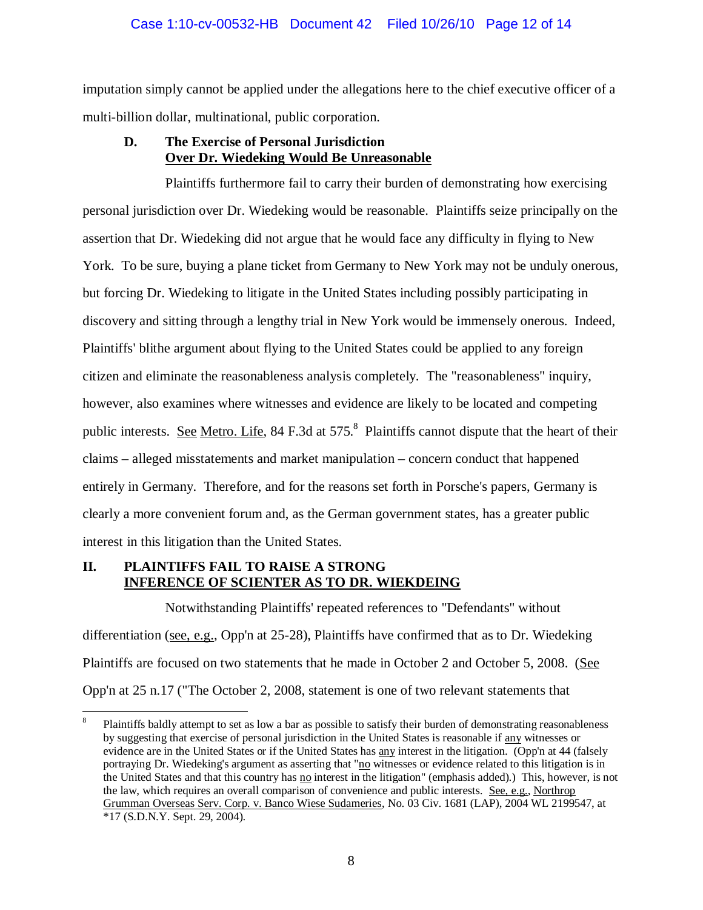imputation simply cannot be applied under the allegations here to the chief executive officer of a multi-billion dollar, multinational, public corporation.

### D. The Exercise of Personal Jurisdiction Over Dr. Wiedeking Would Be Unreasonable

Plaintiffs furthermore fail to carry their burden of demonstrating how exercising personal jurisdiction over Dr. Wiedeking would be reasonable. Plaintiffs seize principally on the assertion that Dr. Wiedeking did not argue that he would face any difficulty in flying to New York. To be sure, buying a plane ticket from Germany to New York may not be unduly onerous, but forcing Dr. Wiedeking to litigate in the United States including possibly participating in discovery and sitting through a lengthy trial in New York would be immensely onerous. Indeed, Plaintiffs' blithe argument about flying to the United States could be applied to any foreign citizen and eliminate the reasonableness analysis completely. The "reasonableness" inquiry, however, also examines where witnesses and evidence are likely to be located and competing public interests. See Metro. Life, 84 F.3d at 575.[8] Plaintiffs cannot dispute that the heart of their claims – alleged misstatements and market manipulation – concern conduct that happened entirely in Germany. Therefore, and for the reasons set forth in Porsche's papers, Germany is clearly a more convenient forum and, as the German government states, has a greater public interest in this litigation than the United States.

## II. PLAINTIFFS FAIL TO RAISE A STRONG INFERENCE OF SCIENTER AS TO DR. WIEKDEING

Notwithstanding Plaintiffs' repeated references to "Defendants" without differentiation (see, e.g., Opp'n at 25-28), Plaintiffs have confirmed that as to Dr. Wiedeking Plaintiffs are focused on two statements that he made in October 2 and October 5, 2008. (See Opp'n at 25 n.17 ("The October 2, 2008, statement is one of two relevant statements that

---

[8] Plaintiffs baldly attempt to set as low a bar as possible to satisfy their burden of demonstrating reasonableness by suggesting that exercise of personal jurisdiction in the United States is reasonable if any witnesses or evidence are in the United States or if the United States has any interest in the litigation. (Opp'n at 44 (falsely portraying Dr. Wiedeking's argument as asserting that "no witnesses or evidence related to this litigation is in the United States and that this country has no interest in the litigation" (emphasis added).) This, however, is not the law, which requires an overall comparison of convenience and public interests. See, e.g., Northrop Grumman Overseas Serv. Corp. v. Banco Wiese Sudameries, No. 03 Civ. 1681 (LAP), 2004 WL 2199547, at *17 (S.D.N.Y. Sept. 29, 2004).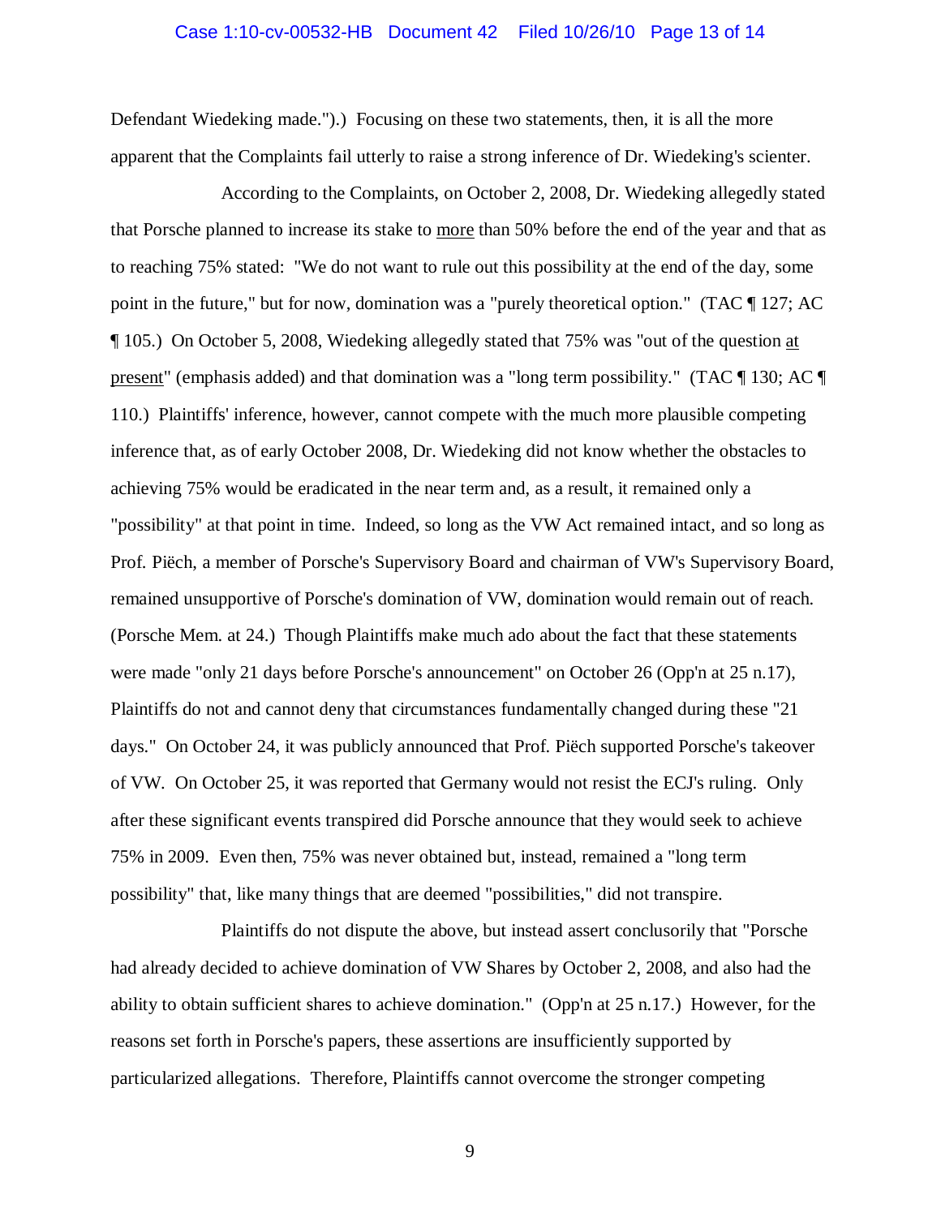Defendant Wiedeking made.").) Focusing on these two statements, then, it is all the more apparent that the Complaints fail utterly to raise a strong inference of Dr. Wiedeking's scienter.

According to the Complaints, on October 2, 2008, Dr. Wiedeking allegedly stated that Porsche planned to increase its stake to more than 50% before the end of the year and that as to reaching 75% stated: "We do not want to rule out this possibility at the end of the day, some point in the future," but for now, domination was a "purely theoretical option." (TAC ¶ 127; AC ¶ 105.) On October 5, 2008, Wiedeking allegedly stated that 75% was "out of the question at present" (emphasis added) and that domination was a "long term possibility." (TAC ¶ 130; AC ¶ 110.) Plaintiffs' inference, however, cannot compete with the much more plausible competing inference that, as of early October 2008, Dr. Wiedeking did not know whether the obstacles to achieving 75% would be eradicated in the near term and, as a result, it remained only a "possibility" at that point in time. Indeed, so long as the VW Act remained intact, and so long as Prof. Piëch, a member of Porsche's Supervisory Board and chairman of VW's Supervisory Board, remained unsupportive of Porsche's domination of VW, domination would remain out of reach. (Porsche Mem. at 24.) Though Plaintiffs make much ado about the fact that these statements were made "only 21 days before Porsche's announcement" on October 26 (Opp'n at 25 n.17), Plaintiffs do not and cannot deny that circumstances fundamentally changed during these "21 days." On October 24, it was publicly announced that Prof. Piëch supported Porsche's takeover of VW. On October 25, it was reported that Germany would not resist the ECJ's ruling. Only after these significant events transpired did Porsche announce that they would seek to achieve 75% in 2009. Even then, 75% was never obtained but, instead, remained a "long term possibility" that, like many things that are deemed "possibilities," did not transpire.

Plaintiffs do not dispute the above, but instead assert conclusorily that "Porsche had already decided to achieve domination of VW Shares by October 2, 2008, and also had the ability to obtain sufficient shares to achieve domination." (Opp'n at 25 n.17.) However, for the reasons set forth in Porsche's papers, these assertions are insufficiently supported by particularized allegations. Therefore, Plaintiffs cannot overcome the stronger competing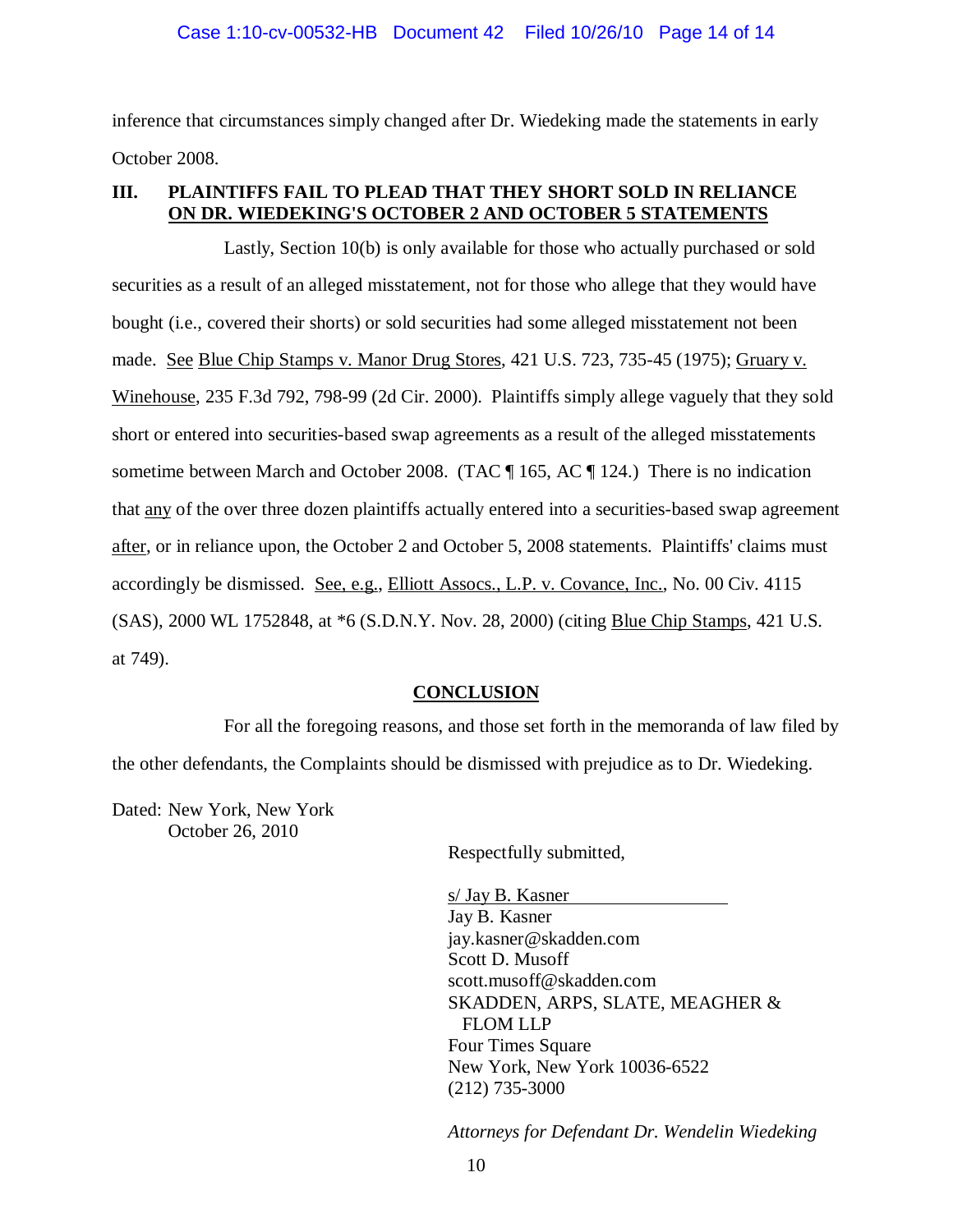inference that circumstances simply changed after Dr. Wiedeking made the statements in early October 2008.

### III. PLAINTIFFS FAIL TO PLEAD THAT THEY SHORT SOLD IN RELIANCE ON DR. WIEDEKING'S OCTOBER 2 AND OCTOBER 5 STATEMENTS

Lastly, Section 10(b) is only available for those who actually purchased or sold securities as a result of an alleged misstatement, not for those who allege that they would have bought (i.e., covered their shorts) or sold securities had some alleged misstatement not been made. See Blue Chip Stamps v. Manor Drug Stores, 421 U.S. 723, 735-45 (1975); Gruary v. Winehouse, 235 F.3d 792, 798-99 (2d Cir. 2000). Plaintiffs simply allege vaguely that they sold short or entered into securities-based swap agreements as a result of the alleged misstatements sometime between March and October 2008. (TAC ¶ 165, AC ¶ 124.) There is no indication that any of the over three dozen plaintiffs actually entered into a securities-based swap agreement after, or in reliance upon, the October 2 and October 5, 2008 statements. Plaintiffs' claims must accordingly be dismissed. See, e.g., Elliott Assocs., L.P. v. Covance, Inc., No. 00 Civ. 4115 (SAS), 2000 WL 1752848, at *6 (S.D.N.Y. Nov. 28, 2000) (citing Blue Chip Stamps, 421 U.S. at 749).

## CONCLUSION

For all the foregoing reasons, and those set forth in the memoranda of law filed by the other defendants, the Complaints should be dismissed with prejudice as to Dr. Wiedeking.

Dated: New York, New York
October 26, 2010

Respectfully submitted,

s/ Jay B. Kasner
Jay B. Kasner
jay.kasner@skadden.com
Scott D. Musoff
scott.musoff@skadden.com
SKADDEN, ARPS, SLATE, MEAGHER & FLOM LLP
Four Times Square
New York, New York 10036-6522
(212) 735-3000

*Attorneys for Defendant Dr. Wendelin Wiedeking*